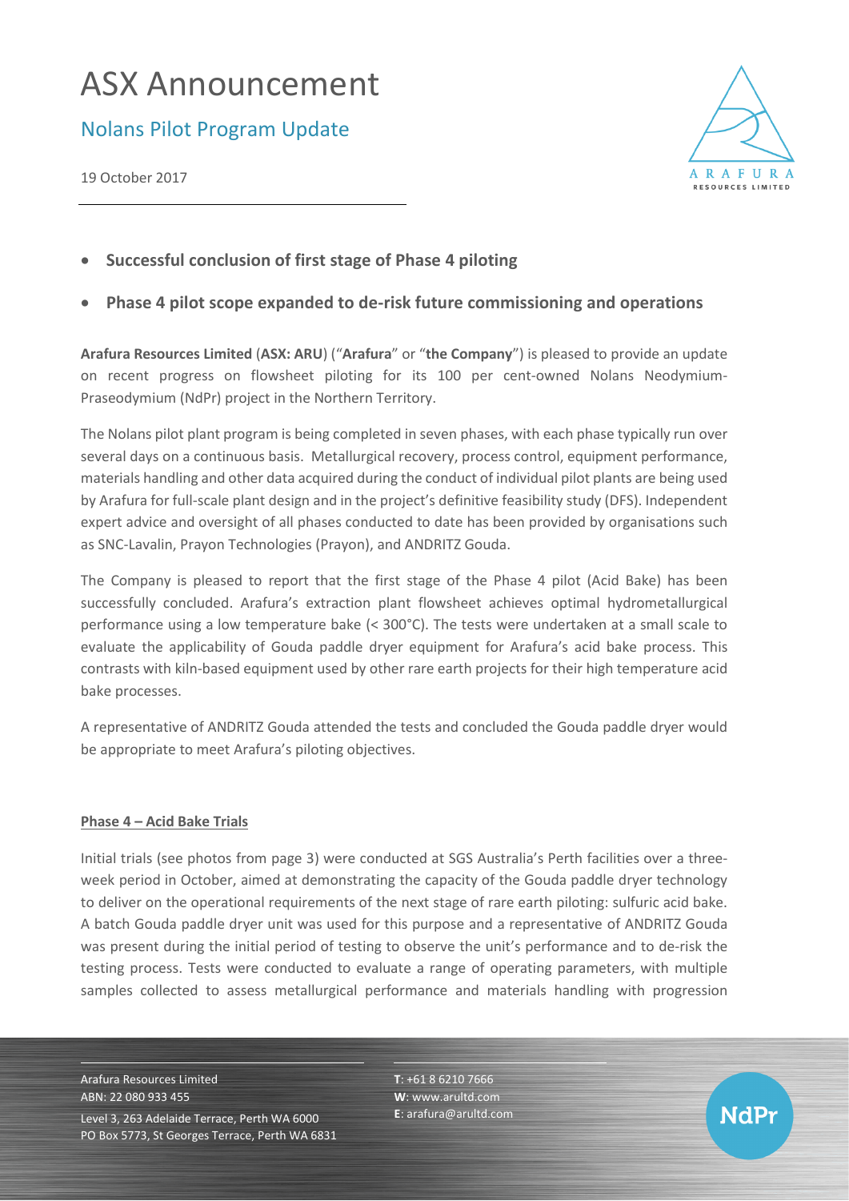# ASX Announcement

## Nolans Pilot Program Update

19 October 2017

- **Successful conclusion of first stage of Phase 4 piloting**
- **Phase 4 pilot scope expanded to de-risk future commissioning and operations**

**Arafura Resources Limited** (**ASX: ARU**) ("**Arafura**" or "**the Company**") is pleased to provide an update on recent progress on flowsheet piloting for its 100 per cent-owned Nolans Neodymium-Praseodymium (NdPr) project in the Northern Territory.

The Nolans pilot plant program is being completed in seven phases, with each phase typically run over several days on a continuous basis. Metallurgical recovery, process control, equipment performance, materials handling and other data acquired during the conduct of individual pilot plants are being used by Arafura for full-scale plant design and in the project's definitive feasibility study (DFS). Independent expert advice and oversight of all phases conducted to date has been provided by organisations such as SNC-Lavalin, Prayon Technologies (Prayon), and ANDRITZ Gouda.

The Company is pleased to report that the first stage of the Phase 4 pilot (Acid Bake) has been successfully concluded. Arafura's extraction plant flowsheet achieves optimal hydrometallurgical performance using a low temperature bake (< 300°C). The tests were undertaken at a small scale to evaluate the applicability of Gouda paddle dryer equipment for Arafura's acid bake process. This contrasts with kiln-based equipment used by other rare earth projects for their high temperature acid bake processes.

A representative of ANDRITZ Gouda attended the tests and concluded the Gouda paddle dryer would be appropriate to meet Arafura's piloting objectives.

### Phase 4 – Acid Bake Trials

Initial trials (see photos from page 3) were conducted at SGS Australia's Perth facilities over a three-week period in October, aimed at demonstrating the capacity of the Gouda paddle dryer technology to deliver on the operational requirements of the next stage of rare earth piloting: sulfuric acid bake. A batch Gouda paddle dryer unit was used for this purpose and a representative of ANDRITZ Gouda was present during the initial period of testing to observe the unit's performance and to de-risk the testing process. Tests were conducted to evaluate a range of operating parameters, with multiple samples collected to assess metallurgical performance and materials handling with progression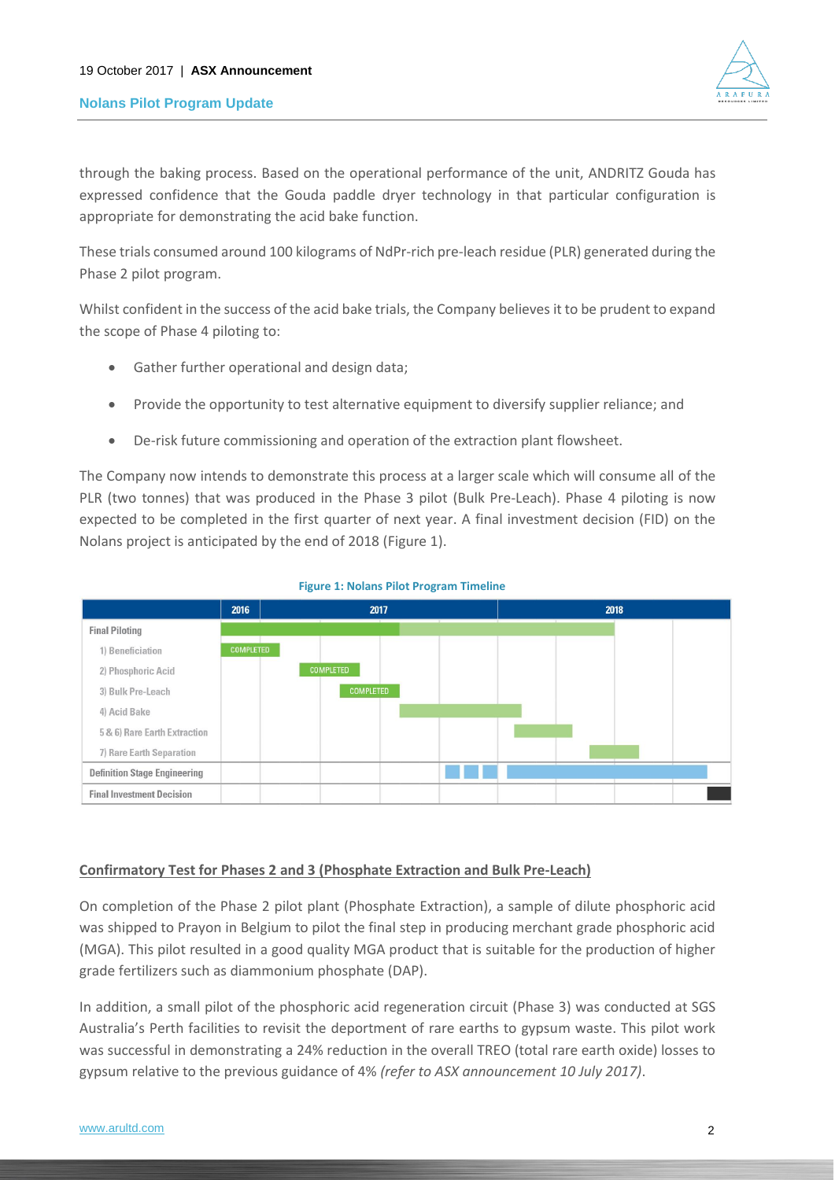through the baking process. Based on the operational performance of the unit, ANDRITZ Gouda has expressed confidence that the Gouda paddle dryer technology in that particular configuration is appropriate for demonstrating the acid bake function.

These trials consumed around 100 kilograms of NdPr-rich pre-leach residue (PLR) generated during the Phase 2 pilot program.

Whilst confident in the success of the acid bake trials, the Company believes it to be prudent to expand the scope of Phase 4 piloting to:

- Gather further operational and design data;
- Provide the opportunity to test alternative equipment to diversify supplier reliance; and
- De-risk future commissioning and operation of the extraction plant flowsheet.

The Company now intends to demonstrate this process at a larger scale which will consume all of the PLR (two tonnes) that was produced in the Phase 3 pilot (Bulk Pre-Leach). Phase 4 piloting is now expected to be completed in the first quarter of next year. A final investment decision (FID) on the Nolans project is anticipated by the end of 2018 (Figure 1).

**Figure 1: Nolans Pilot Program Timeline**

| | 2016 | 2017 | 2018 |
|---|---|---|---|
| Final Piloting | | | |
| 1) Beneficiation | COMPLETED | | |
| 2) Phosphoric Acid | | COMPLETED | |
| 3) Bulk Pre-Leach | | COMPLETED | |
| 4) Acid Bake | | | |
| 5 & 6) Rare Earth Extraction | | | |
| 7) Rare Earth Separation | | | |
| Definition Stage Engineering | | | |
| Final Investment Decision | | | |

## Confirmatory Test for Phases 2 and 3 (Phosphate Extraction and Bulk Pre-Leach)

On completion of the Phase 2 pilot plant (Phosphate Extraction), a sample of dilute phosphoric acid was shipped to Prayon in Belgium to pilot the final step in producing merchant grade phosphoric acid (MGA). This pilot resulted in a good quality MGA product that is suitable for the production of higher grade fertilizers such as diammonium phosphate (DAP).

In addition, a small pilot of the phosphoric acid regeneration circuit (Phase 3) was conducted at SGS Australia's Perth facilities to revisit the deportment of rare earths to gypsum waste. This pilot work was successful in demonstrating a 24% reduction in the overall TREO (total rare earth oxide) losses to gypsum relative to the previous guidance of 4% *(refer to ASX announcement 10 July 2017)*.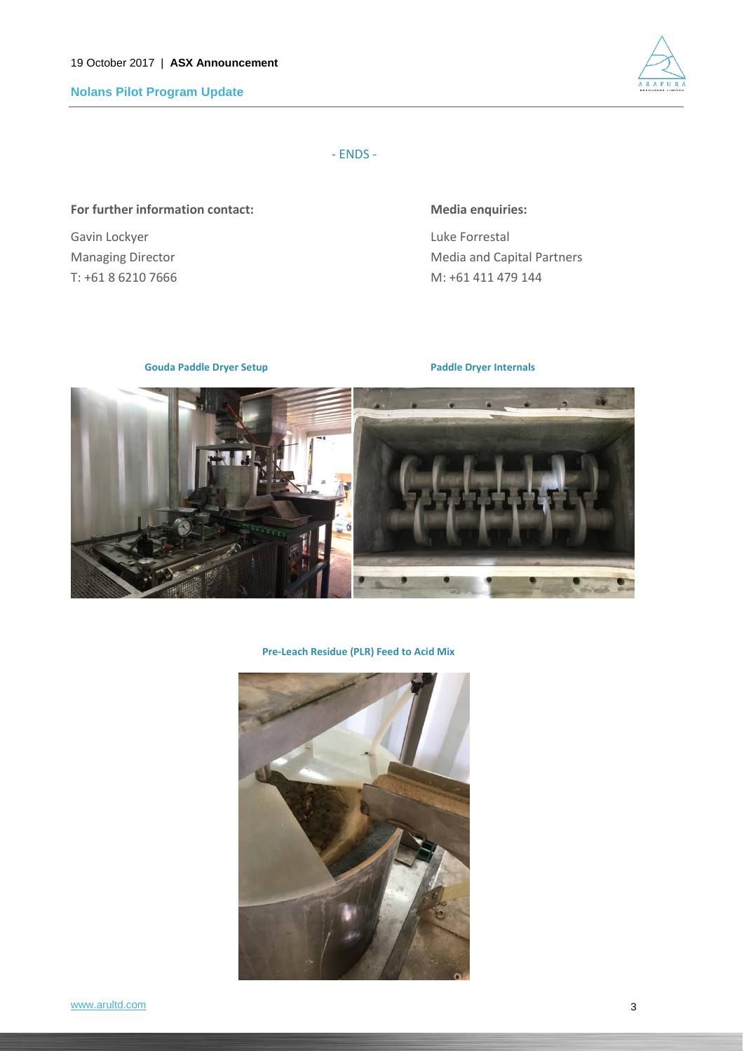- ENDS -

**For further information contact:**

Gavin Lockyer
Managing Director
T: +61 8 6210 7666

**Media enquiries:**

Luke Forrestal
Media and Capital Partners
M: +61 411 479 144

**Gouda Paddle Dryer Setup**

**Paddle Dryer Internals**

**Pre-Leach Residue (PLR) Feed to Acid Mix**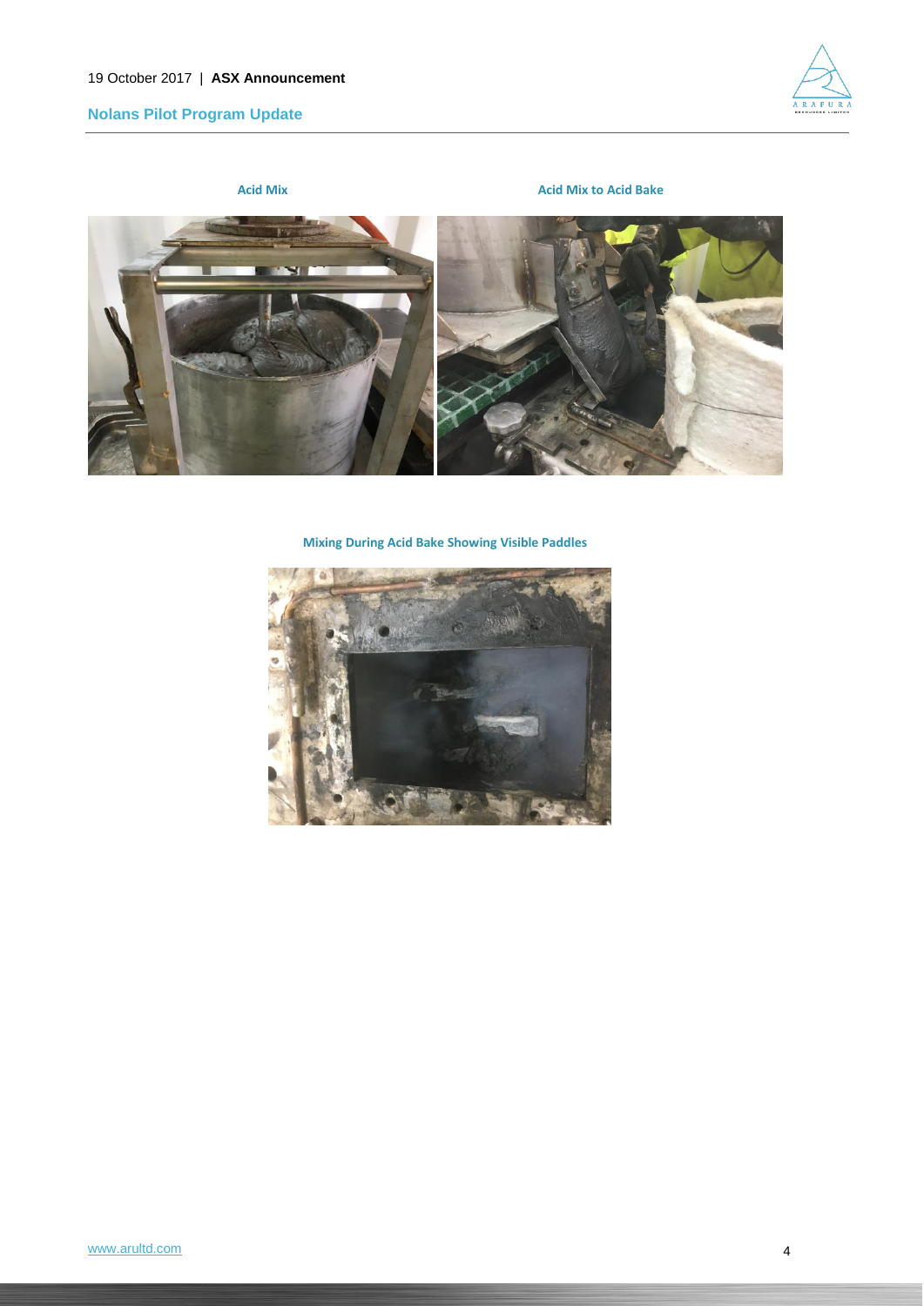Acid Mix

Acid Mix to Acid Bake

Mixing During Acid Bake Showing Visible Paddles